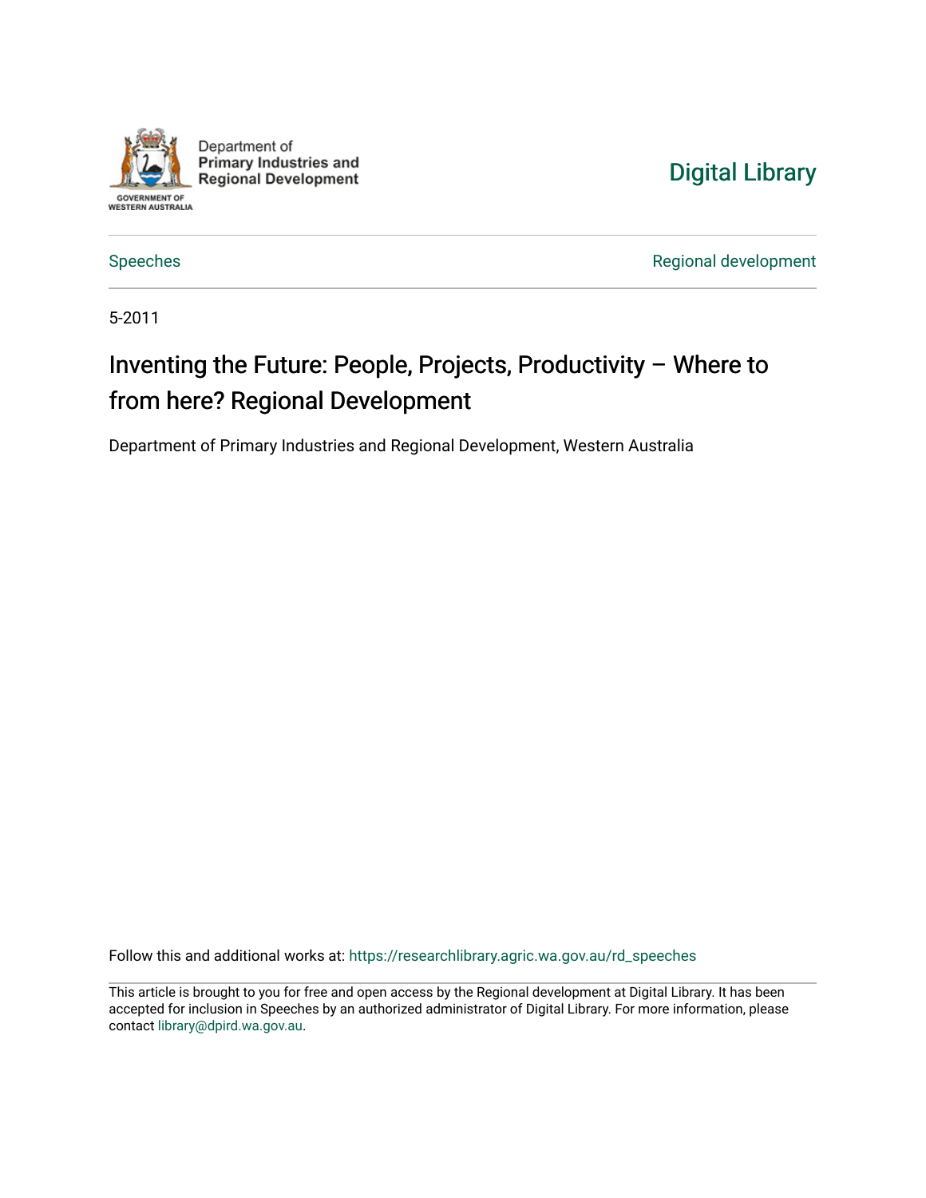Department of Primary Industries and Regional Development

GOVERNMENT OF WESTERN AUSTRALIA

Digital Library

Speeches

Regional development

5-2011

# Inventing the Future: People, Projects, Productivity – Where to from here? Regional Development

Department of Primary Industries and Regional Development, Western Australia

Follow this and additional works at: https://researchlibrary.agric.wa.gov.au/rd_speeches

This article is brought to you for free and open access by the Regional development at Digital Library. It has been accepted for inclusion in Speeches by an authorized administrator of Digital Library. For more information, please contact library@dpird.wa.gov.au.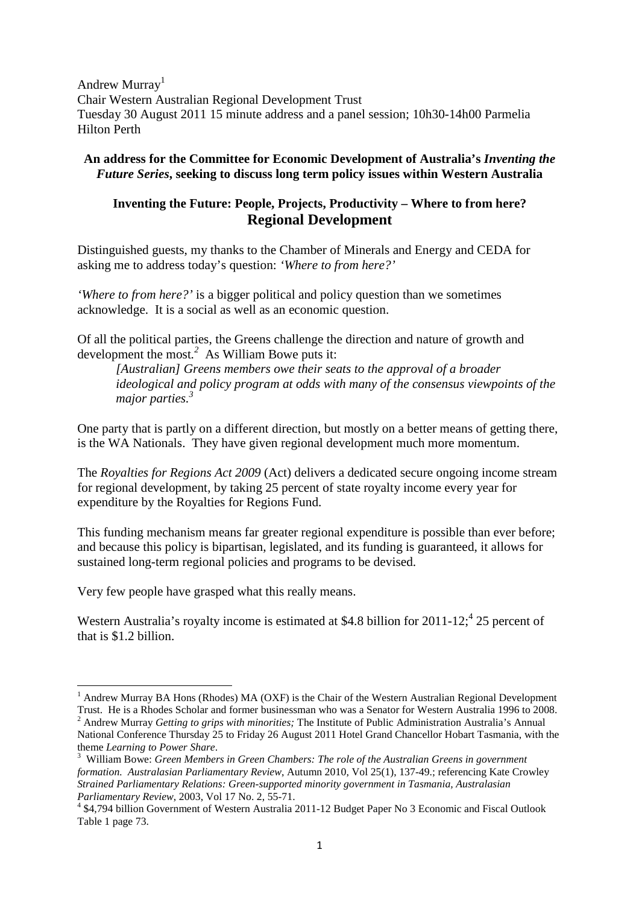Andrew Murray[1]
Chair Western Australian Regional Development Trust
Tuesday 30 August 2011 15 minute address and a panel session; 10h30-14h00 Parmelia Hilton Perth

**An address for the Committee for Economic Development of Australia's *Inventing the Future Series*, seeking to discuss long term policy issues within Western Australia**

## Inventing the Future: People, Projects, Productivity – Where to from here?
## Regional Development

Distinguished guests, my thanks to the Chamber of Minerals and Energy and CEDA for asking me to address today's question: *'Where to from here?'*

*'Where to from here?'* is a bigger political and policy question than we sometimes acknowledge. It is a social as well as an economic question.

Of all the political parties, the Greens challenge the direction and nature of growth and development the most.[2] As William Bowe puts it:

> *[Australian] Greens members owe their seats to the approval of a broader ideological and policy program at odds with many of the consensus viewpoints of the major parties.[3]*

One party that is partly on a different direction, but mostly on a better means of getting there, is the WA Nationals. They have given regional development much more momentum.

The *Royalties for Regions Act 2009* (Act) delivers a dedicated secure ongoing income stream for regional development, by taking 25 percent of state royalty income every year for expenditure by the Royalties for Regions Fund.

This funding mechanism means far greater regional expenditure is possible than ever before; and because this policy is bipartisan, legislated, and its funding is guaranteed, it allows for sustained long-term regional policies and programs to be devised.

Very few people have grasped what this really means.

Western Australia's royalty income is estimated at \$4.8 billion for 2011-12;[4] 25 percent of that is \$1.2 billion.

---

[1] Andrew Murray BA Hons (Rhodes) MA (OXF) is the Chair of the Western Australian Regional Development Trust. He is a Rhodes Scholar and former businessman who was a Senator for Western Australia 1996 to 2008.

[2] Andrew Murray *Getting to grips with minorities;* The Institute of Public Administration Australia's Annual National Conference Thursday 25 to Friday 26 August 2011 Hotel Grand Chancellor Hobart Tasmania, with the theme *Learning to Power Share*.

[3] William Bowe: *Green Members in Green Chambers: The role of the Australian Greens in government formation. Australasian Parliamentary Review*, Autumn 2010, Vol 25(1), 137-49.; referencing Kate Crowley *Strained Parliamentary Relations: Green-supported minority government in Tasmania, Australasian Parliamentary Review*, 2003, Vol 17 No. 2, 55-71.

[4] \$4,794 billion Government of Western Australia 2011-12 Budget Paper No 3 Economic and Fiscal Outlook Table 1 page 73.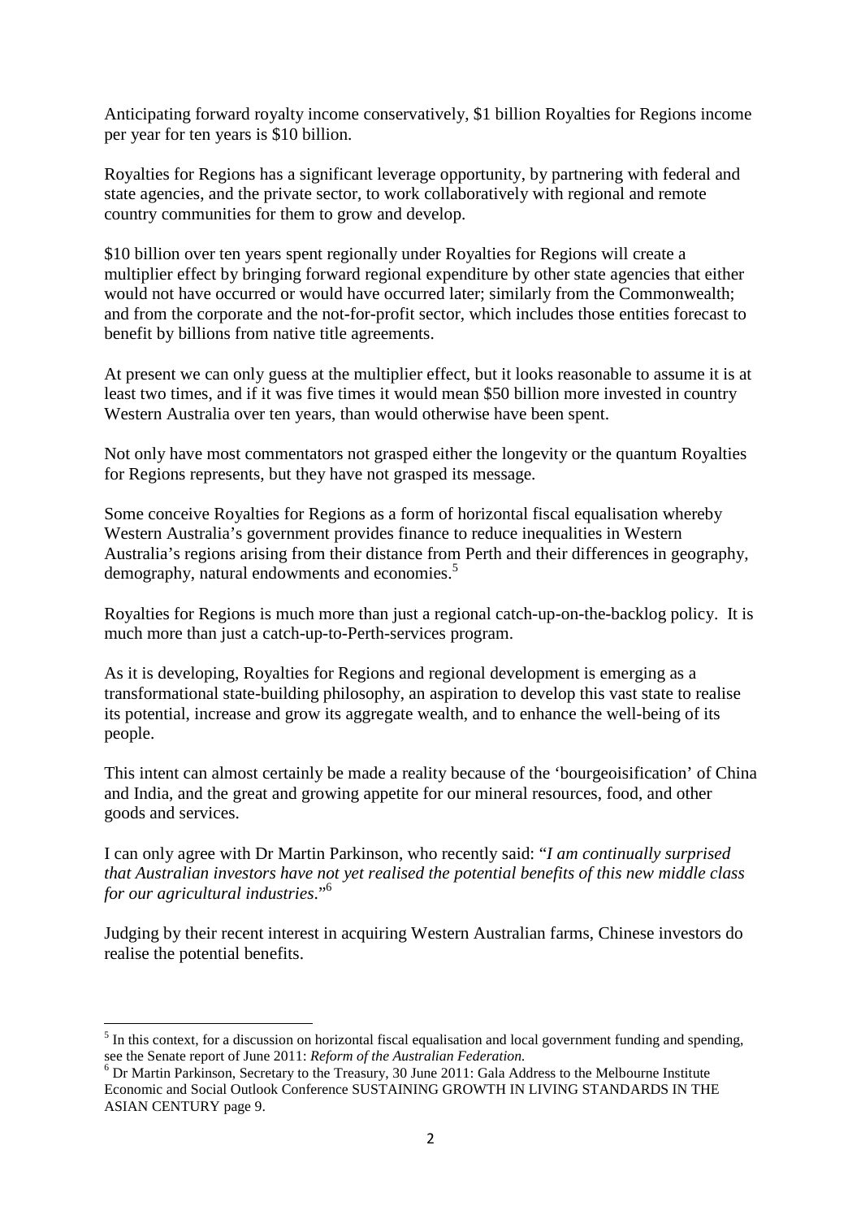Anticipating forward royalty income conservatively, $1 billion Royalties for Regions income per year for ten years is $10 billion.

Royalties for Regions has a significant leverage opportunity, by partnering with federal and state agencies, and the private sector, to work collaboratively with regional and remote country communities for them to grow and develop.

$10 billion over ten years spent regionally under Royalties for Regions will create a multiplier effect by bringing forward regional expenditure by other state agencies that either would not have occurred or would have occurred later; similarly from the Commonwealth; and from the corporate and the not-for-profit sector, which includes those entities forecast to benefit by billions from native title agreements.

At present we can only guess at the multiplier effect, but it looks reasonable to assume it is at least two times, and if it was five times it would mean $50 billion more invested in country Western Australia over ten years, than would otherwise have been spent.

Not only have most commentators not grasped either the longevity or the quantum Royalties for Regions represents, but they have not grasped its message.

Some conceive Royalties for Regions as a form of horizontal fiscal equalisation whereby Western Australia's government provides finance to reduce inequalities in Western Australia's regions arising from their distance from Perth and their differences in geography, demography, natural endowments and economies.[5]

Royalties for Regions is much more than just a regional catch-up-on-the-backlog policy. It is much more than just a catch-up-to-Perth-services program.

As it is developing, Royalties for Regions and regional development is emerging as a transformational state-building philosophy, an aspiration to develop this vast state to realise its potential, increase and grow its aggregate wealth, and to enhance the well-being of its people.

This intent can almost certainly be made a reality because of the 'bourgeoisification' of China and India, and the great and growing appetite for our mineral resources, food, and other goods and services.

I can only agree with Dr Martin Parkinson, who recently said: "*I am continually surprised that Australian investors have not yet realised the potential benefits of this new middle class for our agricultural industries*."[6]

Judging by their recent interest in acquiring Western Australian farms, Chinese investors do realise the potential benefits.

---

[5] In this context, for a discussion on horizontal fiscal equalisation and local government funding and spending, see the Senate report of June 2011: *Reform of the Australian Federation.*

[6] Dr Martin Parkinson, Secretary to the Treasury, 30 June 2011: Gala Address to the Melbourne Institute Economic and Social Outlook Conference SUSTAINING GROWTH IN LIVING STANDARDS IN THE ASIAN CENTURY page 9.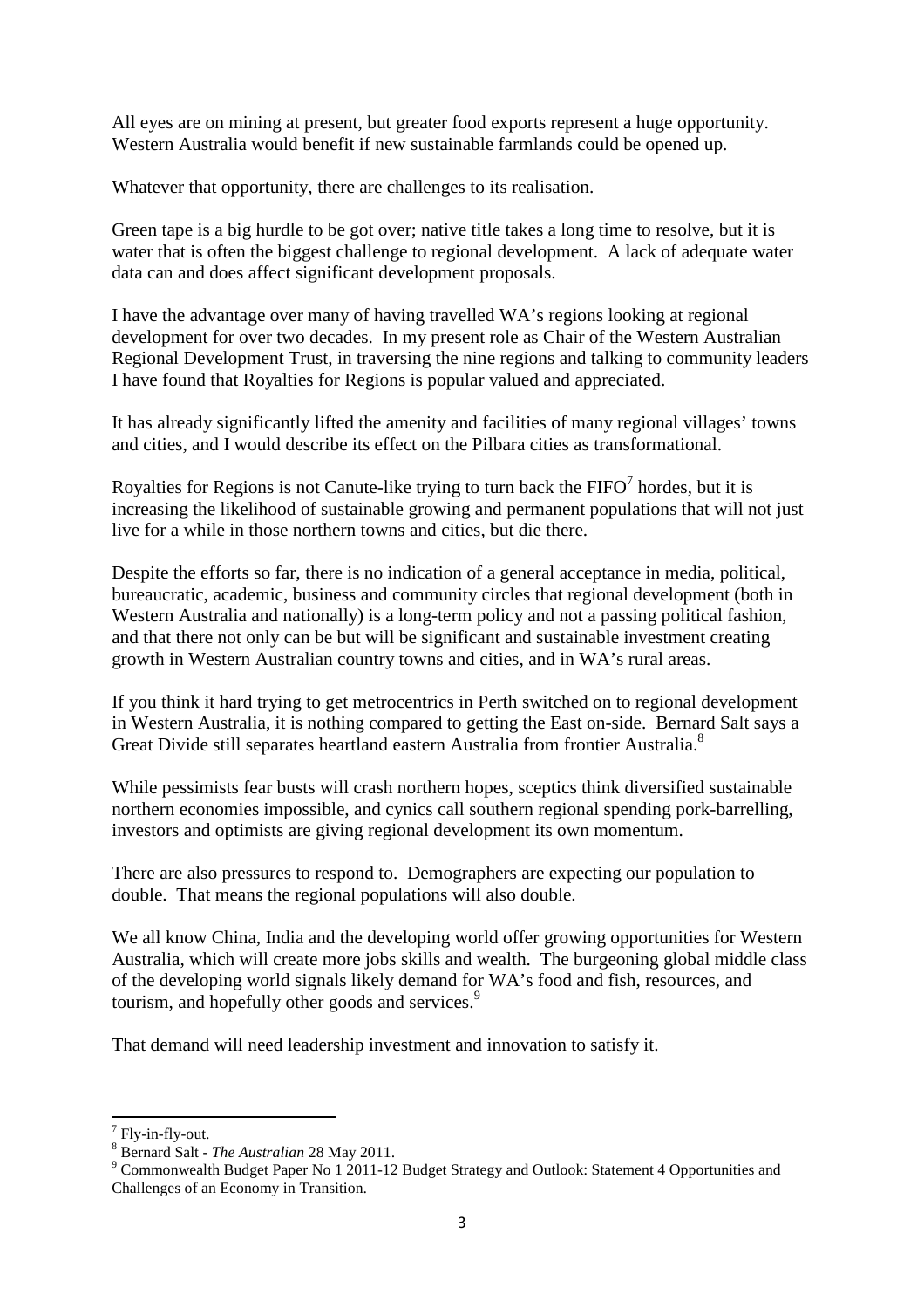All eyes are on mining at present, but greater food exports represent a huge opportunity. Western Australia would benefit if new sustainable farmlands could be opened up.

Whatever that opportunity, there are challenges to its realisation.

Green tape is a big hurdle to be got over; native title takes a long time to resolve, but it is water that is often the biggest challenge to regional development. A lack of adequate water data can and does affect significant development proposals.

I have the advantage over many of having travelled WA's regions looking at regional development for over two decades. In my present role as Chair of the Western Australian Regional Development Trust, in traversing the nine regions and talking to community leaders I have found that Royalties for Regions is popular valued and appreciated.

It has already significantly lifted the amenity and facilities of many regional villages' towns and cities, and I would describe its effect on the Pilbara cities as transformational.

Royalties for Regions is not Canute-like trying to turn back the FIFO[7] hordes, but it is increasing the likelihood of sustainable growing and permanent populations that will not just live for a while in those northern towns and cities, but die there.

Despite the efforts so far, there is no indication of a general acceptance in media, political, bureaucratic, academic, business and community circles that regional development (both in Western Australia and nationally) is a long-term policy and not a passing political fashion, and that there not only can be but will be significant and sustainable investment creating growth in Western Australian country towns and cities, and in WA's rural areas.

If you think it hard trying to get metrocentrics in Perth switched on to regional development in Western Australia, it is nothing compared to getting the East on-side. Bernard Salt says a Great Divide still separates heartland eastern Australia from frontier Australia.[8]

While pessimists fear busts will crash northern hopes, sceptics think diversified sustainable northern economies impossible, and cynics call southern regional spending pork-barrelling, investors and optimists are giving regional development its own momentum.

There are also pressures to respond to. Demographers are expecting our population to double. That means the regional populations will also double.

We all know China, India and the developing world offer growing opportunities for Western Australia, which will create more jobs skills and wealth. The burgeoning global middle class of the developing world signals likely demand for WA's food and fish, resources, and tourism, and hopefully other goods and services.[9]

That demand will need leadership investment and innovation to satisfy it.

---

[7] Fly-in-fly-out.

[8] Bernard Salt - *The Australian* 28 May 2011.

[9] Commonwealth Budget Paper No 1 2011-12 Budget Strategy and Outlook: Statement 4 Opportunities and Challenges of an Economy in Transition.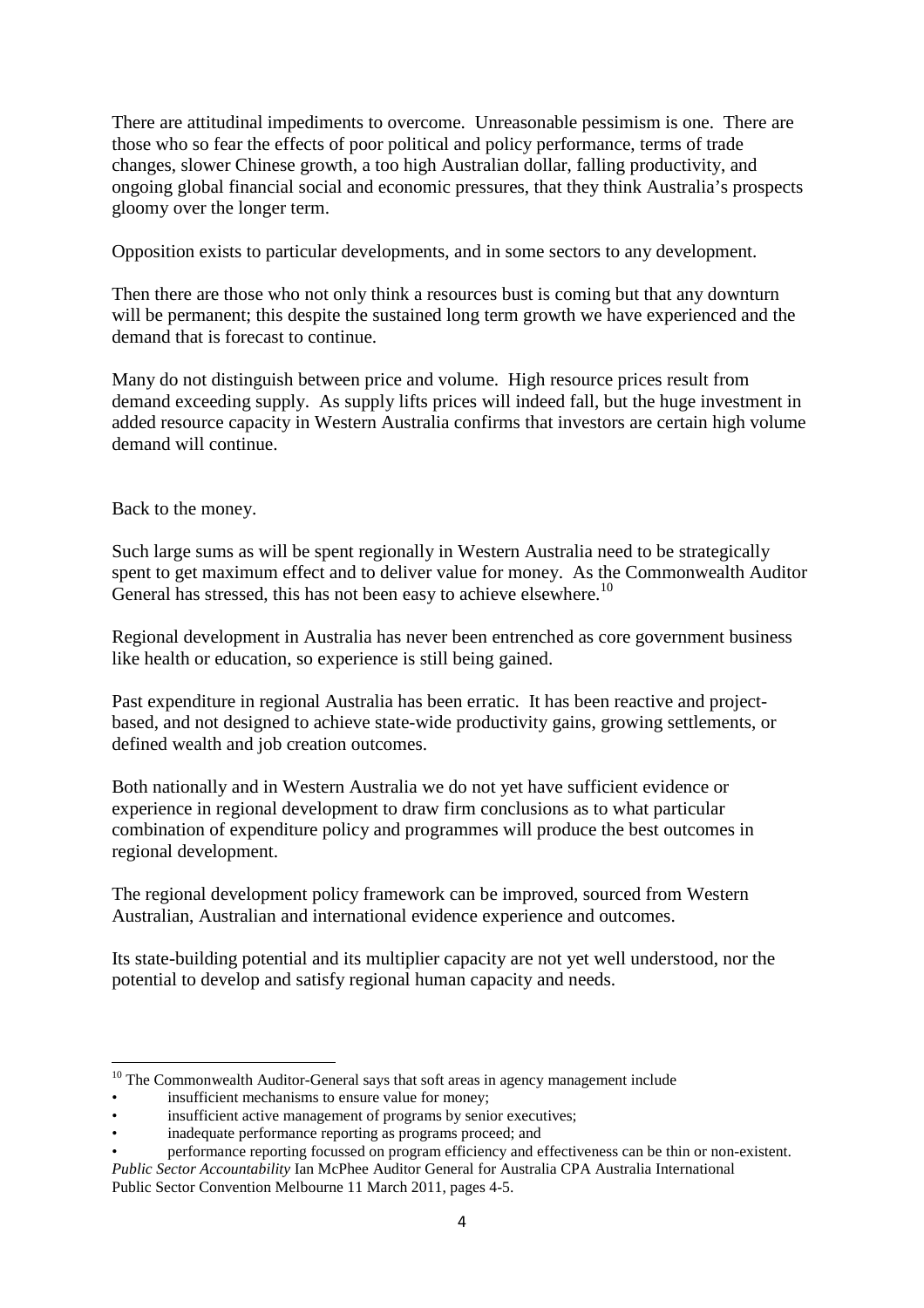There are attitudinal impediments to overcome. Unreasonable pessimism is one. There are those who so fear the effects of poor political and policy performance, terms of trade changes, slower Chinese growth, a too high Australian dollar, falling productivity, and ongoing global financial social and economic pressures, that they think Australia's prospects gloomy over the longer term.

Opposition exists to particular developments, and in some sectors to any development.

Then there are those who not only think a resources bust is coming but that any downturn will be permanent; this despite the sustained long term growth we have experienced and the demand that is forecast to continue.

Many do not distinguish between price and volume. High resource prices result from demand exceeding supply. As supply lifts prices will indeed fall, but the huge investment in added resource capacity in Western Australia confirms that investors are certain high volume demand will continue.

Back to the money.

Such large sums as will be spent regionally in Western Australia need to be strategically spent to get maximum effect and to deliver value for money. As the Commonwealth Auditor General has stressed, this has not been easy to achieve elsewhere.[10]

Regional development in Australia has never been entrenched as core government business like health or education, so experience is still being gained.

Past expenditure in regional Australia has been erratic. It has been reactive and project-based, and not designed to achieve state-wide productivity gains, growing settlements, or defined wealth and job creation outcomes.

Both nationally and in Western Australia we do not yet have sufficient evidence or experience in regional development to draw firm conclusions as to what particular combination of expenditure policy and programmes will produce the best outcomes in regional development.

The regional development policy framework can be improved, sourced from Western Australian, Australian and international evidence experience and outcomes.

Its state-building potential and its multiplier capacity are not yet well understood, nor the potential to develop and satisfy regional human capacity and needs.

---

[10] The Commonwealth Auditor-General says that soft areas in agency management include

- insufficient mechanisms to ensure value for money;
- insufficient active management of programs by senior executives;
- inadequate performance reporting as programs proceed; and
- performance reporting focussed on program efficiency and effectiveness can be thin or non-existent.

*Public Sector Accountability* Ian McPhee Auditor General for Australia CPA Australia International Public Sector Convention Melbourne 11 March 2011, pages 4-5.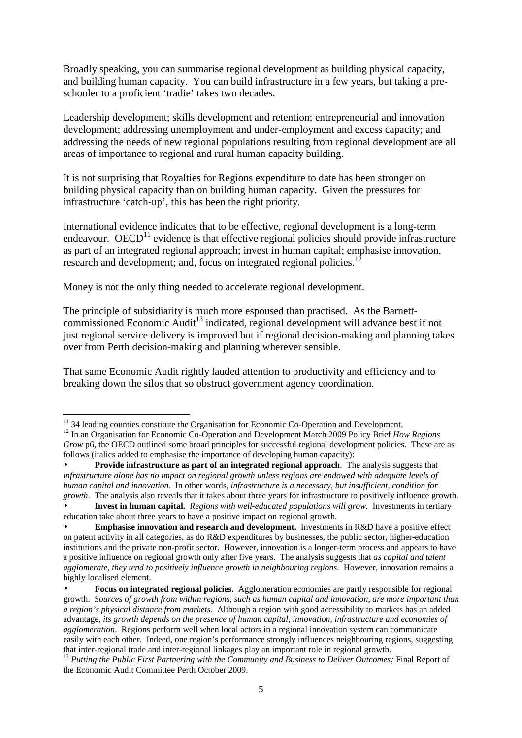Broadly speaking, you can summarise regional development as building physical capacity, and building human capacity. You can build infrastructure in a few years, but taking a pre-schooler to a proficient 'tradie' takes two decades.

Leadership development; skills development and retention; entrepreneurial and innovation development; addressing unemployment and under-employment and excess capacity; and addressing the needs of new regional populations resulting from regional development are all areas of importance to regional and rural human capacity building.

It is not surprising that Royalties for Regions expenditure to date has been stronger on building physical capacity than on building human capacity. Given the pressures for infrastructure 'catch-up', this has been the right priority.

International evidence indicates that to be effective, regional development is a long-term endeavour. OECD[11] evidence is that effective regional policies should provide infrastructure as part of an integrated regional approach; invest in human capital; emphasise innovation, research and development; and, focus on integrated regional policies.[12]

Money is not the only thing needed to accelerate regional development.

The principle of subsidiarity is much more espoused than practised. As the Barnett-commissioned Economic Audit[13] indicated, regional development will advance best if not just regional service delivery is improved but if regional decision-making and planning takes over from Perth decision-making and planning wherever sensible.

That same Economic Audit rightly lauded attention to productivity and efficiency and to breaking down the silos that so obstruct government agency coordination.

---

[11] 34 leading counties constitute the Organisation for Economic Co-Operation and Development.

[12] In an Organisation for Economic Co-Operation and Development March 2009 Policy Brief *How Regions Grow* p6, the OECD outlined some broad principles for successful regional development policies. These are as follows (italics added to emphasise the importance of developing human capacity):

- **Provide infrastructure as part of an integrated regional approach**. The analysis suggests that *infrastructure alone has no impact on regional growth unless regions are endowed with adequate levels of human capital and innovation*. In other words, *infrastructure is a necessary, but insufficient, condition for growth*. The analysis also reveals that it takes about three years for infrastructure to positively influence growth.
- **Invest in human capital.** *Regions with well-educated populations will grow.* Investments in tertiary education take about three years to have a positive impact on regional growth.
- **Emphasise innovation and research and development.** Investments in R&D have a positive effect on patent activity in all categories, as do R&D expenditures by businesses, the public sector, higher-education institutions and the private non-profit sector. However, innovation is a longer-term process and appears to have a positive influence on regional growth only after five years. The analysis suggests that *as capital and talent agglomerate, they tend to positively influence growth in neighbouring regions.* However, innovation remains a highly localised element.
- **Focus on integrated regional policies.** Agglomeration economies are partly responsible for regional growth. *Sources of growth from within regions, such as human capital and innovation, are more important than a region's physical distance from markets*. Although a region with good accessibility to markets has an added advantage, *its growth depends on the presence of human capital, innovation, infrastructure and economies of agglomeration*. Regions perform well when local actors in a regional innovation system can communicate easily with each other. Indeed, one region's performance strongly influences neighbouring regions, suggesting that inter-regional trade and inter-regional linkages play an important role in regional growth.

[13] *Putting the Public First Partnering with the Community and Business to Deliver Outcomes;* Final Report of the Economic Audit Committee Perth October 2009.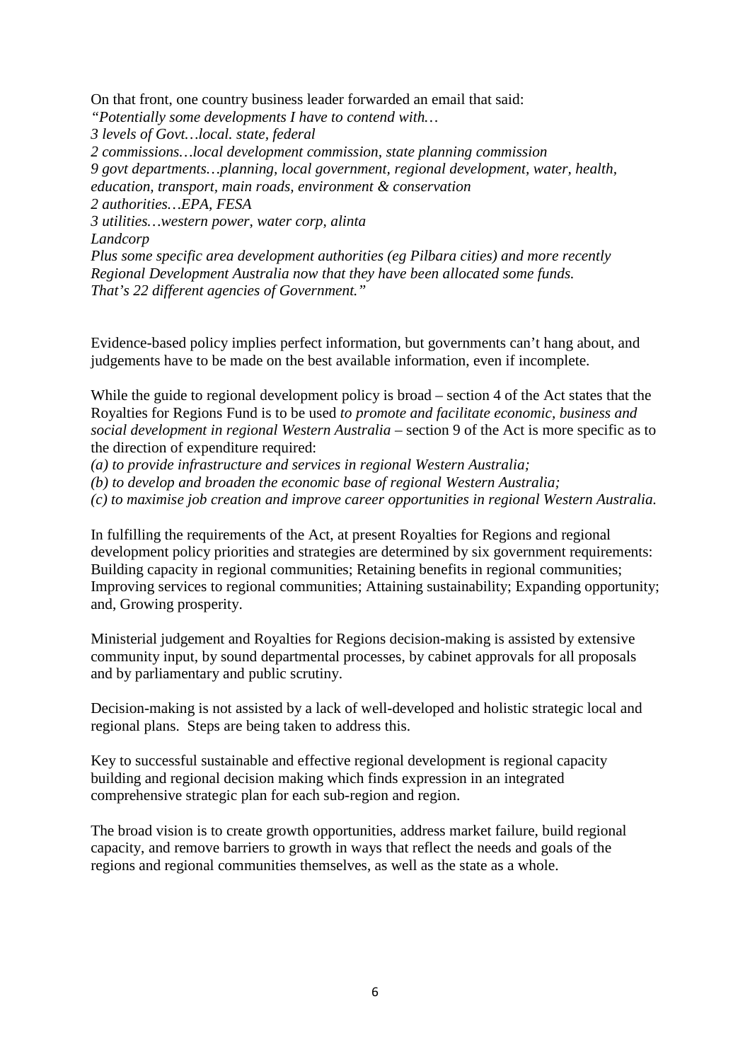On that front, one country business leader forwarded an email that said:

*"Potentially some developments I have to contend with…*
*3 levels of Govt…local. state, federal*
*2 commissions…local development commission, state planning commission*
*9 govt departments…planning, local government, regional development, water, health, education, transport, main roads, environment & conservation*
*2 authorities…EPA, FESA*
*3 utilities…western power, water corp, alinta*
*Landcorp*
*Plus some specific area development authorities (eg Pilbara cities) and more recently Regional Development Australia now that they have been allocated some funds.*
*That's 22 different agencies of Government."*

Evidence-based policy implies perfect information, but governments can't hang about, and judgements have to be made on the best available information, even if incomplete.

While the guide to regional development policy is broad – section 4 of the Act states that the Royalties for Regions Fund is to be used *to promote and facilitate economic, business and social development in regional Western Australia* – section 9 of the Act is more specific as to the direction of expenditure required:

*(a) to provide infrastructure and services in regional Western Australia;*
*(b) to develop and broaden the economic base of regional Western Australia;*
*(c) to maximise job creation and improve career opportunities in regional Western Australia.*

In fulfilling the requirements of the Act, at present Royalties for Regions and regional development policy priorities and strategies are determined by six government requirements: Building capacity in regional communities; Retaining benefits in regional communities; Improving services to regional communities; Attaining sustainability; Expanding opportunity; and, Growing prosperity.

Ministerial judgement and Royalties for Regions decision-making is assisted by extensive community input, by sound departmental processes, by cabinet approvals for all proposals and by parliamentary and public scrutiny.

Decision-making is not assisted by a lack of well-developed and holistic strategic local and regional plans. Steps are being taken to address this.

Key to successful sustainable and effective regional development is regional capacity building and regional decision making which finds expression in an integrated comprehensive strategic plan for each sub-region and region.

The broad vision is to create growth opportunities, address market failure, build regional capacity, and remove barriers to growth in ways that reflect the needs and goals of the regions and regional communities themselves, as well as the state as a whole.